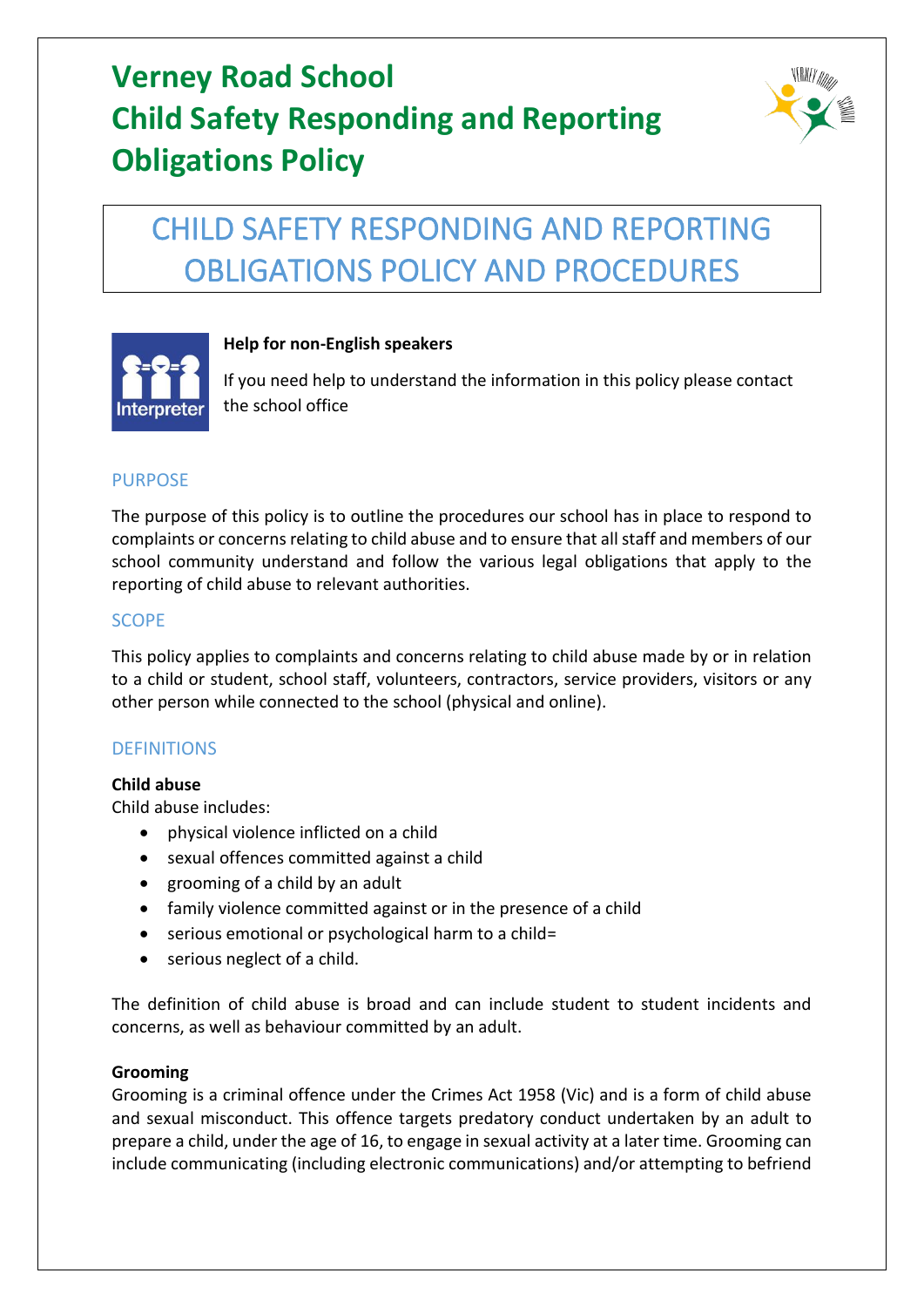# Verney Road School
# Child Safety Responding and Reporting Obligations Policy

## CHILD SAFETY RESPONDING AND REPORTING OBLIGATIONS POLICY AND PROCEDURES

**Help for non-English speakers**

If you need help to understand the information in this policy please contact the school office

## PURPOSE

The purpose of this policy is to outline the procedures our school has in place to respond to complaints or concerns relating to child abuse and to ensure that all staff and members of our school community understand and follow the various legal obligations that apply to the reporting of child abuse to relevant authorities.

## SCOPE

This policy applies to complaints and concerns relating to child abuse made by or in relation to a child or student, school staff, volunteers, contractors, service providers, visitors or any other person while connected to the school (physical and online).

## DEFINITIONS

**Child abuse**

Child abuse includes:

- physical violence inflicted on a child
- sexual offences committed against a child
- grooming of a child by an adult
- family violence committed against or in the presence of a child
- serious emotional or psychological harm to a child=
- serious neglect of a child.

The definition of child abuse is broad and can include student to student incidents and concerns, as well as behaviour committed by an adult.

**Grooming**

Grooming is a criminal offence under the Crimes Act 1958 (Vic) and is a form of child abuse and sexual misconduct. This offence targets predatory conduct undertaken by an adult to prepare a child, under the age of 16, to engage in sexual activity at a later time. Grooming can include communicating (including electronic communications) and/or attempting to befriend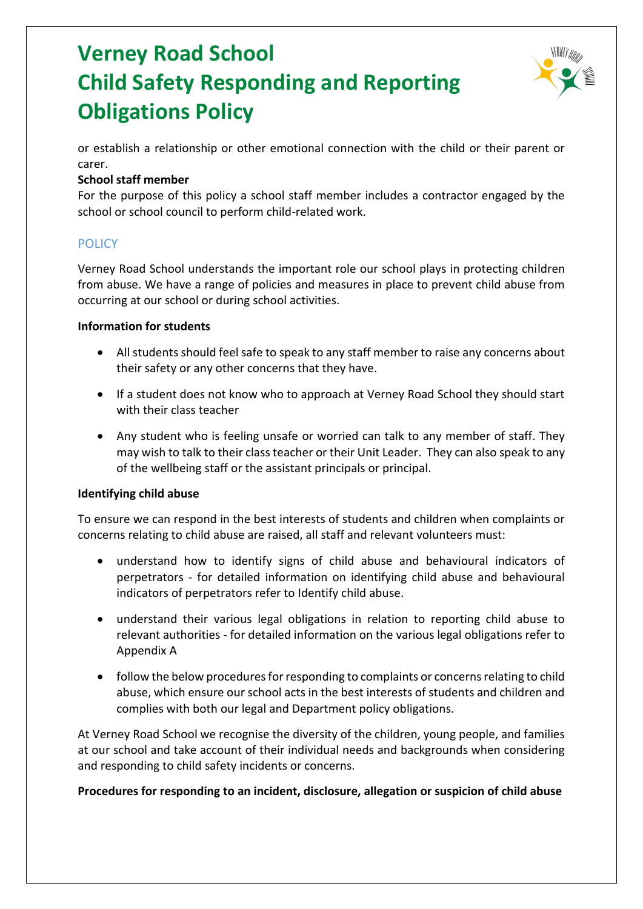or establish a relationship or other emotional connection with the child or their parent or carer.

**School staff member**

For the purpose of this policy a school staff member includes a contractor engaged by the school or school council to perform child-related work.

## POLICY

Verney Road School understands the important role our school plays in protecting children from abuse. We have a range of policies and measures in place to prevent child abuse from occurring at our school or during school activities.

**Information for students**

- All students should feel safe to speak to any staff member to raise any concerns about their safety or any other concerns that they have.
- If a student does not know who to approach at Verney Road School they should start with their class teacher
- Any student who is feeling unsafe or worried can talk to any member of staff. They may wish to talk to their class teacher or their Unit Leader. They can also speak to any of the wellbeing staff or the assistant principals or principal.

**Identifying child abuse**

To ensure we can respond in the best interests of students and children when complaints or concerns relating to child abuse are raised, all staff and relevant volunteers must:

- understand how to identify signs of child abuse and behavioural indicators of perpetrators - for detailed information on identifying child abuse and behavioural indicators of perpetrators refer to Identify child abuse.
- understand their various legal obligations in relation to reporting child abuse to relevant authorities - for detailed information on the various legal obligations refer to Appendix A
- follow the below procedures for responding to complaints or concerns relating to child abuse, which ensure our school acts in the best interests of students and children and complies with both our legal and Department policy obligations.

At Verney Road School we recognise the diversity of the children, young people, and families at our school and take account of their individual needs and backgrounds when considering and responding to child safety incidents or concerns.

**Procedures for responding to an incident, disclosure, allegation or suspicion of child abuse**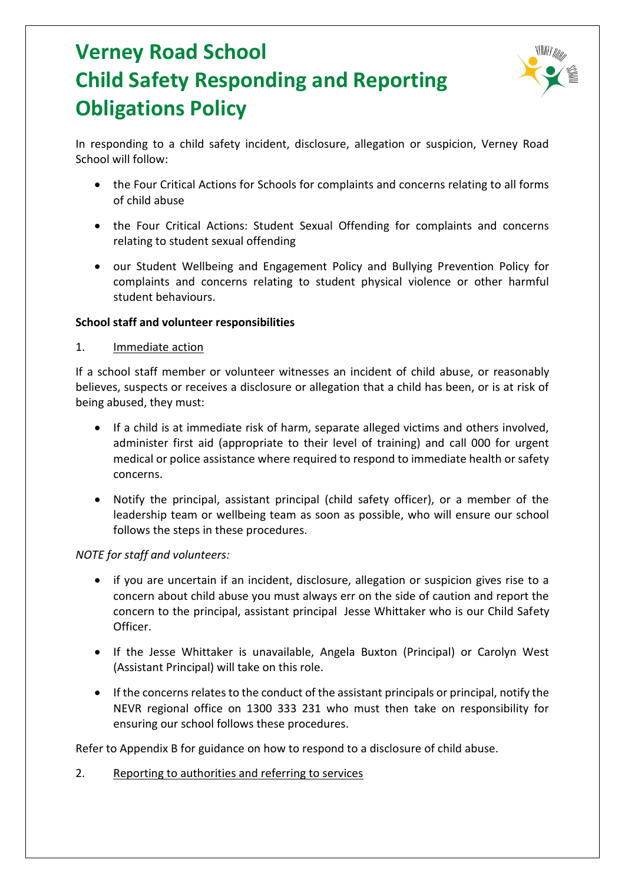# Verney Road School
# Child Safety Responding and Reporting Obligations Policy

In responding to a child safety incident, disclosure, allegation or suspicion, Verney Road School will follow:

- the Four Critical Actions for Schools for complaints and concerns relating to all forms of child abuse
- the Four Critical Actions: Student Sexual Offending for complaints and concerns relating to student sexual offending
- our Student Wellbeing and Engagement Policy and Bullying Prevention Policy for complaints and concerns relating to student physical violence or other harmful student behaviours.

**School staff and volunteer responsibilities**

1. Immediate action

If a school staff member or volunteer witnesses an incident of child abuse, or reasonably believes, suspects or receives a disclosure or allegation that a child has been, or is at risk of being abused, they must:

- If a child is at immediate risk of harm, separate alleged victims and others involved, administer first aid (appropriate to their level of training) and call 000 for urgent medical or police assistance where required to respond to immediate health or safety concerns.
- Notify the principal, assistant principal (child safety officer), or a member of the leadership team or wellbeing team as soon as possible, who will ensure our school follows the steps in these procedures.

*NOTE for staff and volunteers:*

- if you are uncertain if an incident, disclosure, allegation or suspicion gives rise to a concern about child abuse you must always err on the side of caution and report the concern to the principal, assistant principal Jesse Whittaker who is our Child Safety Officer.
- If the Jesse Whittaker is unavailable, Angela Buxton (Principal) or Carolyn West (Assistant Principal) will take on this role.
- If the concerns relates to the conduct of the assistant principals or principal, notify the NEVR regional office on 1300 333 231 who must then take on responsibility for ensuring our school follows these procedures.

Refer to Appendix B for guidance on how to respond to a disclosure of child abuse.

2. Reporting to authorities and referring to services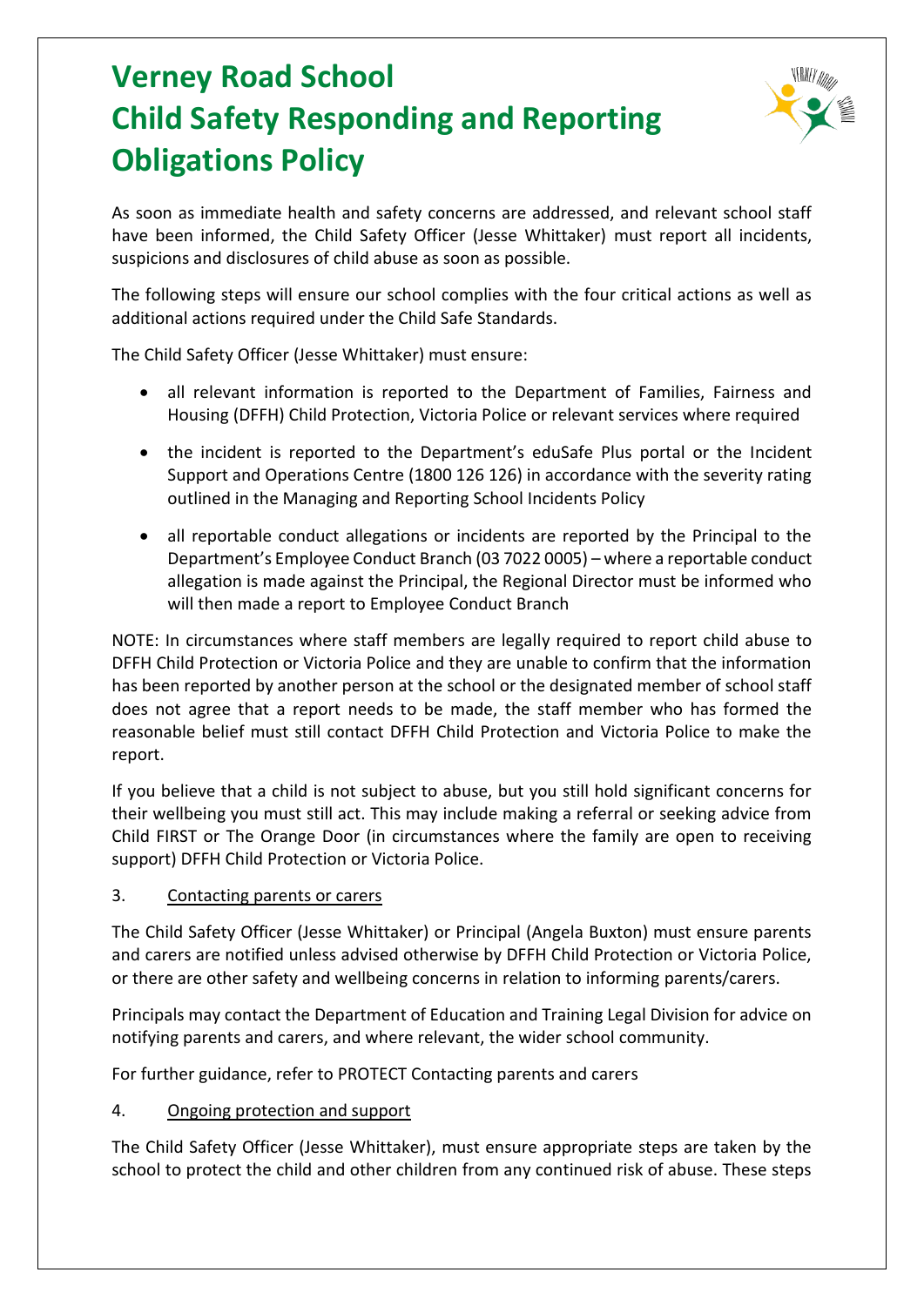# Verney Road School Child Safety Responding and Reporting Obligations Policy

As soon as immediate health and safety concerns are addressed, and relevant school staff have been informed, the Child Safety Officer (Jesse Whittaker) must report all incidents, suspicions and disclosures of child abuse as soon as possible.

The following steps will ensure our school complies with the four critical actions as well as additional actions required under the Child Safe Standards.

The Child Safety Officer (Jesse Whittaker) must ensure:

- all relevant information is reported to the Department of Families, Fairness and Housing (DFFH) Child Protection, Victoria Police or relevant services where required
- the incident is reported to the Department's eduSafe Plus portal or the Incident Support and Operations Centre (1800 126 126) in accordance with the severity rating outlined in the Managing and Reporting School Incidents Policy
- all reportable conduct allegations or incidents are reported by the Principal to the Department's Employee Conduct Branch (03 7022 0005) – where a reportable conduct allegation is made against the Principal, the Regional Director must be informed who will then made a report to Employee Conduct Branch

NOTE: In circumstances where staff members are legally required to report child abuse to DFFH Child Protection or Victoria Police and they are unable to confirm that the information has been reported by another person at the school or the designated member of school staff does not agree that a report needs to be made, the staff member who has formed the reasonable belief must still contact DFFH Child Protection and Victoria Police to make the report.

If you believe that a child is not subject to abuse, but you still hold significant concerns for their wellbeing you must still act. This may include making a referral or seeking advice from Child FIRST or The Orange Door (in circumstances where the family are open to receiving support) DFFH Child Protection or Victoria Police.

3. Contacting parents or carers

The Child Safety Officer (Jesse Whittaker) or Principal (Angela Buxton) must ensure parents and carers are notified unless advised otherwise by DFFH Child Protection or Victoria Police, or there are other safety and wellbeing concerns in relation to informing parents/carers.

Principals may contact the Department of Education and Training Legal Division for advice on notifying parents and carers, and where relevant, the wider school community.

For further guidance, refer to PROTECT Contacting parents and carers

4. Ongoing protection and support

The Child Safety Officer (Jesse Whittaker), must ensure appropriate steps are taken by the school to protect the child and other children from any continued risk of abuse. These steps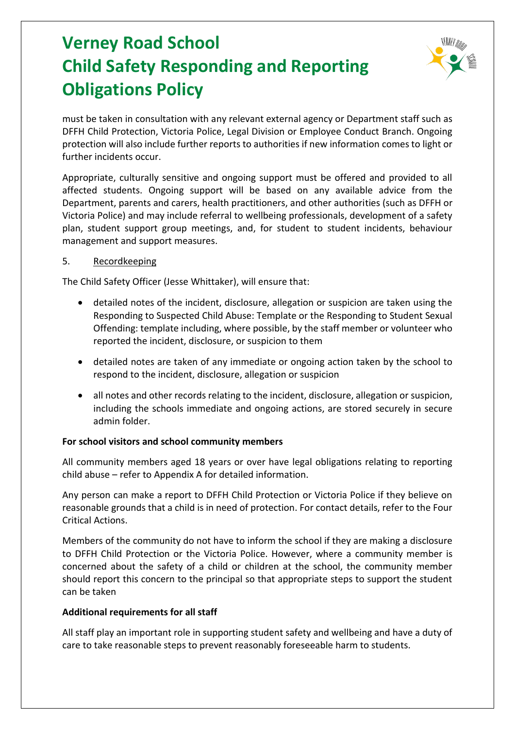must be taken in consultation with any relevant external agency or Department staff such as DFFH Child Protection, Victoria Police, Legal Division or Employee Conduct Branch. Ongoing protection will also include further reports to authorities if new information comes to light or further incidents occur.

Appropriate, culturally sensitive and ongoing support must be offered and provided to all affected students. Ongoing support will be based on any available advice from the Department, parents and carers, health practitioners, and other authorities (such as DFFH or Victoria Police) and may include referral to wellbeing professionals, development of a safety plan, student support group meetings, and, for student to student incidents, behaviour management and support measures.

5. Recordkeeping

The Child Safety Officer (Jesse Whittaker), will ensure that:

- detailed notes of the incident, disclosure, allegation or suspicion are taken using the Responding to Suspected Child Abuse: Template or the Responding to Student Sexual Offending: template including, where possible, by the staff member or volunteer who reported the incident, disclosure, or suspicion to them
- detailed notes are taken of any immediate or ongoing action taken by the school to respond to the incident, disclosure, allegation or suspicion
- all notes and other records relating to the incident, disclosure, allegation or suspicion, including the schools immediate and ongoing actions, are stored securely in secure admin folder.

**For school visitors and school community members**

All community members aged 18 years or over have legal obligations relating to reporting child abuse – refer to Appendix A for detailed information.

Any person can make a report to DFFH Child Protection or Victoria Police if they believe on reasonable grounds that a child is in need of protection. For contact details, refer to the Four Critical Actions.

Members of the community do not have to inform the school if they are making a disclosure to DFFH Child Protection or the Victoria Police. However, where a community member is concerned about the safety of a child or children at the school, the community member should report this concern to the principal so that appropriate steps to support the student can be taken

**Additional requirements for all staff**

All staff play an important role in supporting student safety and wellbeing and have a duty of care to take reasonable steps to prevent reasonably foreseeable harm to students.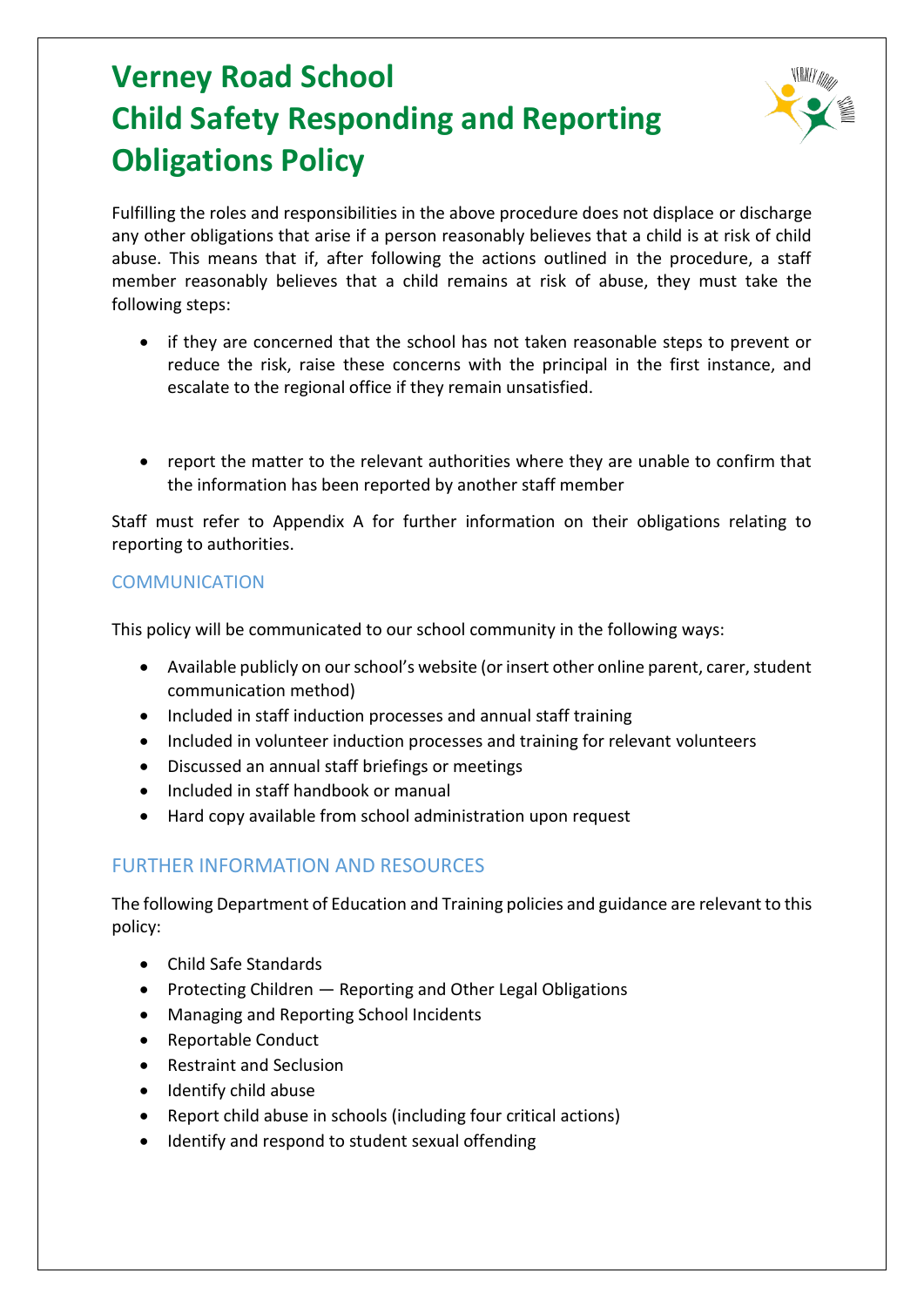# Verney Road School
# Child Safety Responding and Reporting Obligations Policy

Fulfilling the roles and responsibilities in the above procedure does not displace or discharge any other obligations that arise if a person reasonably believes that a child is at risk of child abuse. This means that if, after following the actions outlined in the procedure, a staff member reasonably believes that a child remains at risk of abuse, they must take the following steps:

- if they are concerned that the school has not taken reasonable steps to prevent or reduce the risk, raise these concerns with the principal in the first instance, and escalate to the regional office if they remain unsatisfied.

- report the matter to the relevant authorities where they are unable to confirm that the information has been reported by another staff member

Staff must refer to Appendix A for further information on their obligations relating to reporting to authorities.

## COMMUNICATION

This policy will be communicated to our school community in the following ways:

- Available publicly on our school's website (or insert other online parent, carer, student communication method)
- Included in staff induction processes and annual staff training
- Included in volunteer induction processes and training for relevant volunteers
- Discussed an annual staff briefings or meetings
- Included in staff handbook or manual
- Hard copy available from school administration upon request

## FURTHER INFORMATION AND RESOURCES

The following Department of Education and Training policies and guidance are relevant to this policy:

- Child Safe Standards
- Protecting Children — Reporting and Other Legal Obligations
- Managing and Reporting School Incidents
- Reportable Conduct
- Restraint and Seclusion
- Identify child abuse
- Report child abuse in schools (including four critical actions)
- Identify and respond to student sexual offending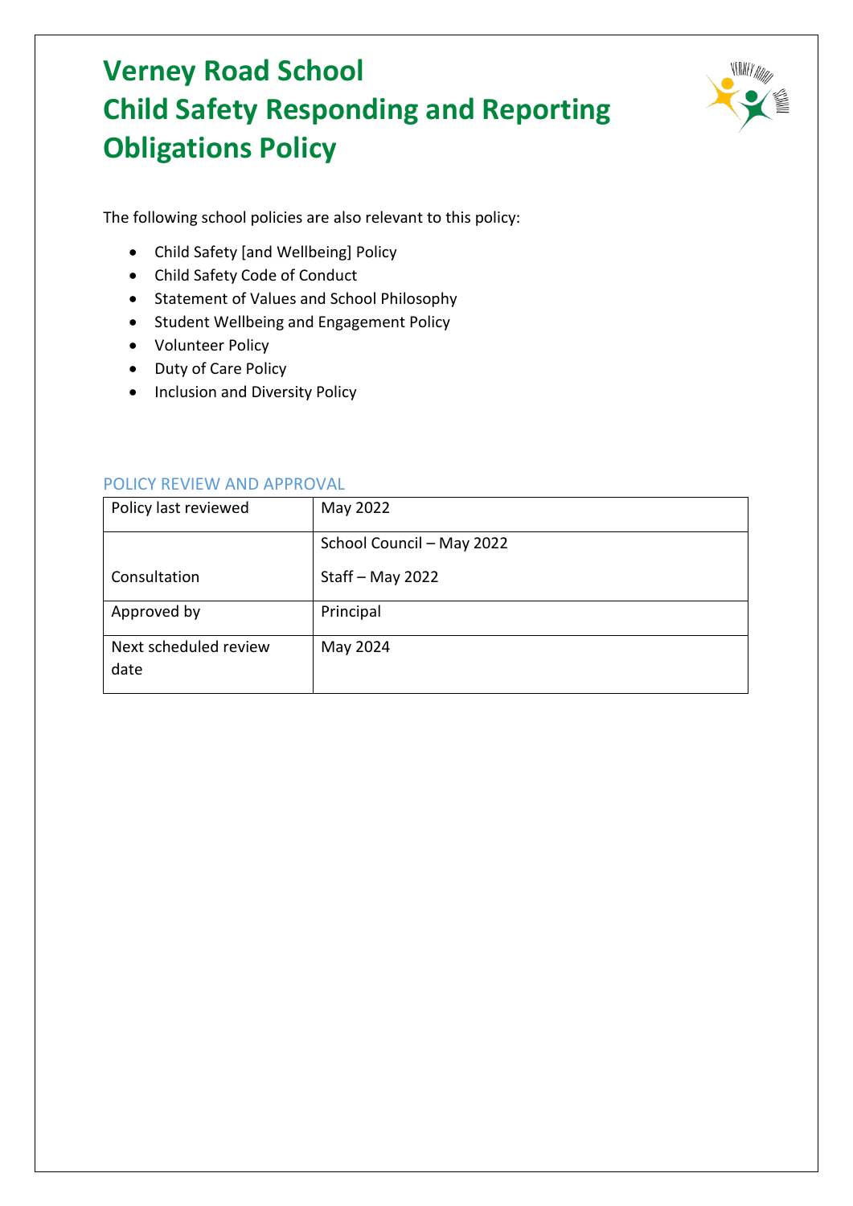# Verney Road School
# Child Safety Responding and Reporting Obligations Policy

The following school policies are also relevant to this policy:

- Child Safety [and Wellbeing] Policy
- Child Safety Code of Conduct
- Statement of Values and School Philosophy
- Student Wellbeing and Engagement Policy
- Volunteer Policy
- Duty of Care Policy
- Inclusion and Diversity Policy

## POLICY REVIEW AND APPROVAL

| | |
|---|---|
| Policy last reviewed | May 2022 |
| Consultation | School Council – May 2022<br>Staff – May 2022 |
| Approved by | Principal |
| Next scheduled review date | May 2024 |